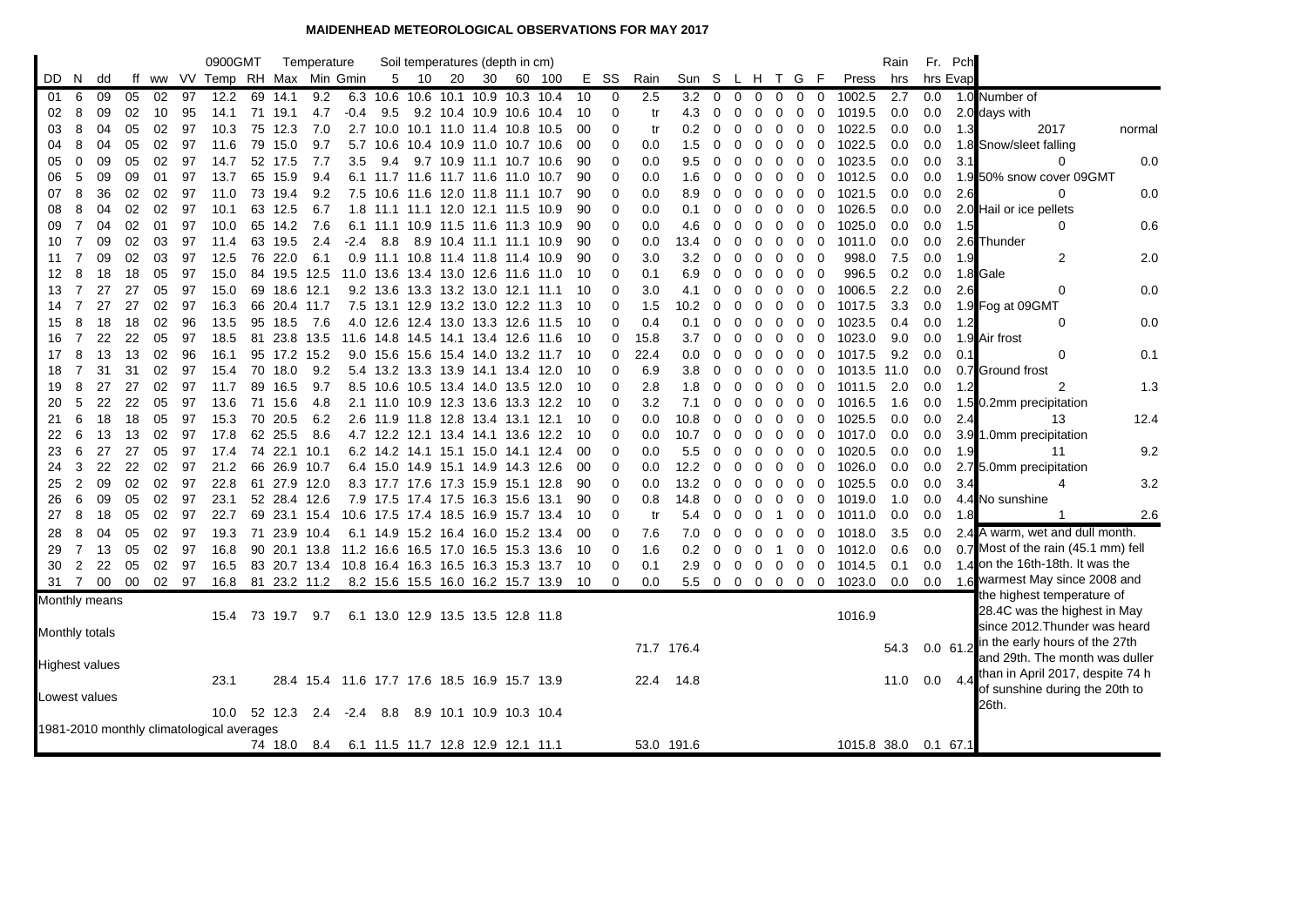# MAIDENHEAD METEOROLOGICAL OBSERVATIONS FOR MAY 2017

| DD | N | dd | ff | ww | VV | 0900GMT Temp | RH | Temperature Max | Min | Gmin | Soil 5 | 10 | 20 | 30 | 60 | 100 | E | SS | Rain | Sun | S | L | H | T | G | F | Press | Rain hrs | Fr. | Pch Evap |
|---|---|---|---|---|---|---|---|---|---|---|---|---|---|---|---|---|---|---|---|---|---|---|---|---|---|---|---|---|---|---|
| 01 | 6 | 09 | 05 | 02 | 97 | 12.2 | 69 | 14.1 | 9.2 | 6.3 | 10.6 | 10.6 | 10.1 | 10.9 | 10.3 | 10.4 | 10 | 0 | 2.5 | 3.2 | 0 | 0 | 0 | 0 | 0 | 0 | 1002.5 | 2.7 | 0.0 | 1.0 |
| 02 | 8 | 09 | 02 | 10 | 95 | 14.1 | 71 | 19.1 | 4.7 | -0.4 | 9.5 | 9.2 | 10.4 | 10.9 | 10.6 | 10.4 | 10 | 0 | tr | 4.3 | 0 | 0 | 0 | 0 | 0 | 0 | 1019.5 | 0.0 | 0.0 | 2.0 |
| 03 | 8 | 04 | 05 | 02 | 97 | 10.3 | 75 | 12.3 | 7.0 | 2.7 | 10.0 | 10.1 | 11.0 | 11.4 | 10.8 | 10.5 | 00 | 0 | tr | 0.2 | 0 | 0 | 0 | 0 | 0 | 0 | 1022.5 | 0.0 | 0.0 | 1.3 |
| 04 | 8 | 04 | 05 | 02 | 97 | 11.6 | 79 | 15.0 | 9.7 | 5.7 | 10.6 | 10.4 | 10.9 | 11.0 | 10.7 | 10.6 | 00 | 0 | 0.0 | 1.5 | 0 | 0 | 0 | 0 | 0 | 0 | 1022.5 | 0.0 | 0.0 | 1.8 |
| 05 | 0 | 09 | 05 | 02 | 97 | 14.7 | 52 | 17.5 | 7.7 | 3.5 | 9.4 | 9.7 | 10.9 | 11.1 | 10.7 | 10.6 | 90 | 0 | 0.0 | 9.5 | 0 | 0 | 0 | 0 | 0 | 0 | 1023.5 | 0.0 | 0.0 | 3.1 |
| 06 | 5 | 09 | 09 | 01 | 97 | 13.7 | 65 | 15.9 | 9.4 | 6.1 | 11.7 | 11.6 | 11.7 | 11.6 | 11.0 | 10.7 | 90 | 0 | 0.0 | 1.6 | 0 | 0 | 0 | 0 | 0 | 0 | 1012.5 | 0.0 | 0.0 | 1.9 |
| 07 | 8 | 36 | 02 | 02 | 97 | 11.0 | 73 | 19.4 | 9.2 | 7.5 | 10.6 | 11.6 | 12.0 | 11.8 | 11.1 | 10.7 | 90 | 0 | 0.0 | 8.9 | 0 | 0 | 0 | 0 | 0 | 0 | 1021.5 | 0.0 | 0.0 | 2.6 |
| 08 | 8 | 04 | 02 | 02 | 97 | 10.1 | 63 | 12.5 | 6.7 | 1.8 | 11.1 | 11.1 | 12.0 | 12.1 | 11.5 | 10.9 | 90 | 0 | 0.0 | 0.1 | 0 | 0 | 0 | 0 | 0 | 0 | 1026.5 | 0.0 | 0.0 | 2.0 |
| 09 | 7 | 04 | 02 | 01 | 97 | 10.0 | 65 | 14.2 | 7.6 | 6.1 | 11.1 | 10.9 | 11.5 | 11.6 | 11.3 | 10.9 | 90 | 0 | 0.0 | 4.6 | 0 | 0 | 0 | 0 | 0 | 0 | 1025.0 | 0.0 | 0.0 | 1.5 |
| 10 | 7 | 09 | 02 | 03 | 97 | 11.4 | 63 | 19.5 | 2.4 | -2.4 | 8.8 | 8.9 | 10.4 | 11.1 | 11.1 | 10.9 | 90 | 0 | 0.0 | 13.4 | 0 | 0 | 0 | 0 | 0 | 0 | 1011.0 | 0.0 | 0.0 | 2.6 |
| 11 | 7 | 09 | 02 | 03 | 97 | 12.5 | 76 | 22.0 | 6.1 | 0.9 | 11.1 | 10.8 | 11.4 | 11.8 | 11.4 | 10.9 | 90 | 0 | 3.0 | 3.2 | 0 | 0 | 0 | 0 | 0 | 0 | 998.0 | 7.5 | 0.0 | 1.9 |
| 12 | 8 | 18 | 18 | 05 | 97 | 15.0 | 84 | 19.5 | 12.5 | 11.0 | 13.6 | 13.4 | 13.0 | 12.6 | 11.6 | 11.0 | 10 | 0 | 0.1 | 6.9 | 0 | 0 | 0 | 0 | 0 | 0 | 996.5 | 0.2 | 0.0 | 1.8 |
| 13 | 7 | 27 | 27 | 05 | 97 | 15.0 | 69 | 18.6 | 12.1 | 9.2 | 13.6 | 13.3 | 13.2 | 13.0 | 12.1 | 11.1 | 10 | 0 | 3.0 | 4.1 | 0 | 0 | 0 | 0 | 0 | 0 | 1006.5 | 2.2 | 0.0 | 2.6 |
| 14 | 7 | 27 | 27 | 02 | 97 | 16.3 | 66 | 20.4 | 11.7 | 7.5 | 13.1 | 12.9 | 13.2 | 13.0 | 12.2 | 11.3 | 10 | 0 | 1.5 | 10.2 | 0 | 0 | 0 | 0 | 0 | 0 | 1017.5 | 3.3 | 0.0 | 1.9 |
| 15 | 8 | 18 | 18 | 02 | 96 | 13.5 | 95 | 18.5 | 7.6 | 4.0 | 12.6 | 12.4 | 13.0 | 13.3 | 12.6 | 11.5 | 10 | 0 | 0.4 | 0.1 | 0 | 0 | 0 | 0 | 0 | 0 | 1023.5 | 0.4 | 0.0 | 1.2 |
| 16 | 7 | 22 | 22 | 05 | 97 | 18.5 | 81 | 23.8 | 13.5 | 11.6 | 14.8 | 14.5 | 14.1 | 13.4 | 12.6 | 11.6 | 10 | 0 | 15.8 | 3.7 | 0 | 0 | 0 | 0 | 0 | 0 | 1023.0 | 9.0 | 0.0 | 1.9 |
| 17 | 8 | 13 | 13 | 02 | 96 | 16.1 | 95 | 17.2 | 15.2 | 9.0 | 15.6 | 15.6 | 15.4 | 14.0 | 13.2 | 11.7 | 10 | 0 | 22.4 | 0.0 | 0 | 0 | 0 | 0 | 0 | 0 | 1017.5 | 9.2 | 0.0 | 0.1 |
| 18 | 7 | 31 | 31 | 02 | 97 | 15.4 | 70 | 18.0 | 9.2 | 5.4 | 13.2 | 13.3 | 13.9 | 14.1 | 13.4 | 12.0 | 10 | 0 | 6.9 | 3.8 | 0 | 0 | 0 | 0 | 0 | 0 | 1013.5 | 11.0 | 0.0 | 0.7 |
| 19 | 8 | 27 | 27 | 02 | 97 | 11.7 | 89 | 16.5 | 9.7 | 8.5 | 10.6 | 10.5 | 13.4 | 14.0 | 13.5 | 12.0 | 10 | 0 | 2.8 | 1.8 | 0 | 0 | 0 | 0 | 0 | 0 | 1011.5 | 2.0 | 0.0 | 1.2 |
| 20 | 5 | 22 | 22 | 05 | 97 | 13.6 | 71 | 15.6 | 4.8 | 2.1 | 11.0 | 10.9 | 12.3 | 13.6 | 13.3 | 12.2 | 10 | 0 | 3.2 | 7.1 | 0 | 0 | 0 | 0 | 0 | 0 | 1016.5 | 1.6 | 0.0 | 1.5 |
| 21 | 6 | 18 | 18 | 05 | 97 | 15.3 | 70 | 20.5 | 6.2 | 2.6 | 11.9 | 11.8 | 12.8 | 13.4 | 13.1 | 12.1 | 10 | 0 | 0.0 | 10.8 | 0 | 0 | 0 | 0 | 0 | 0 | 1025.5 | 0.0 | 0.0 | 2.4 |
| 22 | 6 | 13 | 13 | 02 | 97 | 17.8 | 62 | 25.5 | 8.6 | 4.7 | 12.2 | 12.1 | 13.4 | 14.1 | 13.6 | 12.2 | 10 | 0 | 0.0 | 10.7 | 0 | 0 | 0 | 0 | 0 | 0 | 1017.0 | 0.0 | 0.0 | 3.9 |
| 23 | 6 | 27 | 27 | 05 | 97 | 17.4 | 74 | 22.1 | 10.1 | 6.2 | 14.2 | 14.1 | 15.1 | 15.0 | 14.1 | 12.4 | 00 | 0 | 0.0 | 5.5 | 0 | 0 | 0 | 0 | 0 | 0 | 1020.5 | 0.0 | 0.0 | 1.9 |
| 24 | 3 | 22 | 22 | 02 | 97 | 21.2 | 66 | 26.9 | 10.7 | 6.4 | 15.0 | 14.9 | 15.1 | 14.9 | 14.3 | 12.6 | 00 | 0 | 0.0 | 12.2 | 0 | 0 | 0 | 0 | 0 | 0 | 1026.0 | 0.0 | 0.0 | 2.7 |
| 25 | 2 | 09 | 02 | 02 | 97 | 22.8 | 61 | 27.9 | 12.0 | 8.3 | 17.7 | 17.6 | 17.3 | 15.9 | 15.1 | 12.8 | 90 | 0 | 0.0 | 13.2 | 0 | 0 | 0 | 0 | 0 | 0 | 1025.5 | 0.0 | 0.0 | 3.4 |
| 26 | 6 | 09 | 05 | 02 | 97 | 23.1 | 52 | 28.4 | 12.6 | 7.9 | 17.5 | 17.4 | 17.5 | 16.3 | 15.6 | 13.1 | 90 | 0 | 0.8 | 14.8 | 0 | 0 | 0 | 0 | 0 | 0 | 1019.0 | 1.0 | 0.0 | 4.4 |
| 27 | 8 | 18 | 05 | 02 | 97 | 22.7 | 69 | 23.1 | 15.4 | 10.6 | 17.5 | 17.4 | 18.5 | 16.9 | 15.7 | 13.4 | 10 | 0 | tr | 5.4 | 0 | 0 | 0 | 1 | 0 | 0 | 1011.0 | 0.0 | 0.0 | 1.8 |
| 28 | 8 | 04 | 05 | 02 | 97 | 19.3 | 71 | 23.9 | 10.4 | 6.1 | 14.9 | 15.2 | 16.4 | 16.0 | 15.2 | 13.4 | 00 | 0 | 7.6 | 7.0 | 0 | 0 | 0 | 0 | 0 | 0 | 1018.0 | 3.5 | 0.0 | 2.4 |
| 29 | 7 | 13 | 05 | 02 | 97 | 16.8 | 90 | 20.1 | 13.8 | 11.2 | 16.6 | 16.5 | 17.0 | 16.5 | 15.3 | 13.6 | 10 | 0 | 1.6 | 0.2 | 0 | 0 | 0 | 1 | 0 | 0 | 1012.0 | 0.6 | 0.0 | 0.7 |
| 30 | 2 | 22 | 05 | 02 | 97 | 16.5 | 83 | 20.7 | 13.4 | 10.8 | 16.4 | 16.3 | 16.5 | 16.3 | 15.3 | 13.7 | 10 | 0 | 0.1 | 2.9 | 0 | 0 | 0 | 0 | 0 | 0 | 1014.5 | 0.1 | 0.0 | 1.4 |
| 31 | 7 | 00 | 00 | 02 | 97 | 16.8 | 81 | 23.2 | 11.2 | 8.2 | 15.6 | 15.5 | 16.0 | 16.2 | 15.7 | 13.9 | 10 | 0 | 0.0 | 5.5 | 0 | 0 | 0 | 0 | 0 | 0 | 1023.0 | 0.0 | 0.0 | 1.6 |
| Monthly means | | | | | | 15.4 | 73 | 19.7 | 9.7 | 6.1 | 13.0 | 12.9 | 13.5 | 13.5 | 12.8 | 11.8 | | | | | | | | | | | 1016.9 | | | |
| Monthly totals | | | | | | | | | | | | | | | | | | | 71.7 | 176.4 | | | | | | | | 54.3 | 0.0 | 61.2 |
| Highest values | | | | | | 23.1 | | 28.4 | 15.4 | 11.6 | 17.7 | 17.6 | 18.5 | 16.9 | 15.7 | 13.9 | | | 22.4 | 14.8 | | | | | | | | 11.0 | 0.0 | 4.4 |
| Lowest values | | | | | | 10.0 | 52 | 12.3 | 2.4 | -2.4 | 8.8 | 8.9 | 10.1 | 10.9 | 10.3 | 10.4 | | | | | | | | | | | | | | |
| 1981-2010 monthly climatological averages | | | | | | | 74 | 18.0 | 8.4 | 6.1 | 11.5 | 11.7 | 12.8 | 12.9 | 12.1 | 11.1 | | | 53.0 | 191.6 | | | | | | | 1015.8 | 38.0 | 0.1 | 67.1 |

| Number of days with | 2017 | normal |
|---|---|---|
| Snow/sleet falling | 0 | 0.0 |
| 50% snow cover 09GMT | 0 | 0.0 |
| Hail or ice pellets | 0 | 0.6 |
| Thunder | 2 | 2.0 |
| Gale | 0 | 0.0 |
| Fog at 09GMT | 0 | 0.0 |
| Air frost | 0 | 0.1 |
| Ground frost | 2 | 1.3 |
| 0.2mm precipitation | 13 | 12.4 |
| 1.0mm precipitation | 11 | 9.2 |
| 5.0mm precipitation | 4 | 3.2 |
| No sunshine | 1 | 2.6 |

A warm, wet and dull month. Most of the rain (45.1 mm) fell on the 16th-18th. It was the warmest May since 2008 and the highest temperature of 28.4C was the highest in May since 2012. Thunder was heard in the early hours of the 27th and 29th. The month was duller than in April 2017, despite 74 h of sunshine during the 20th to 26th.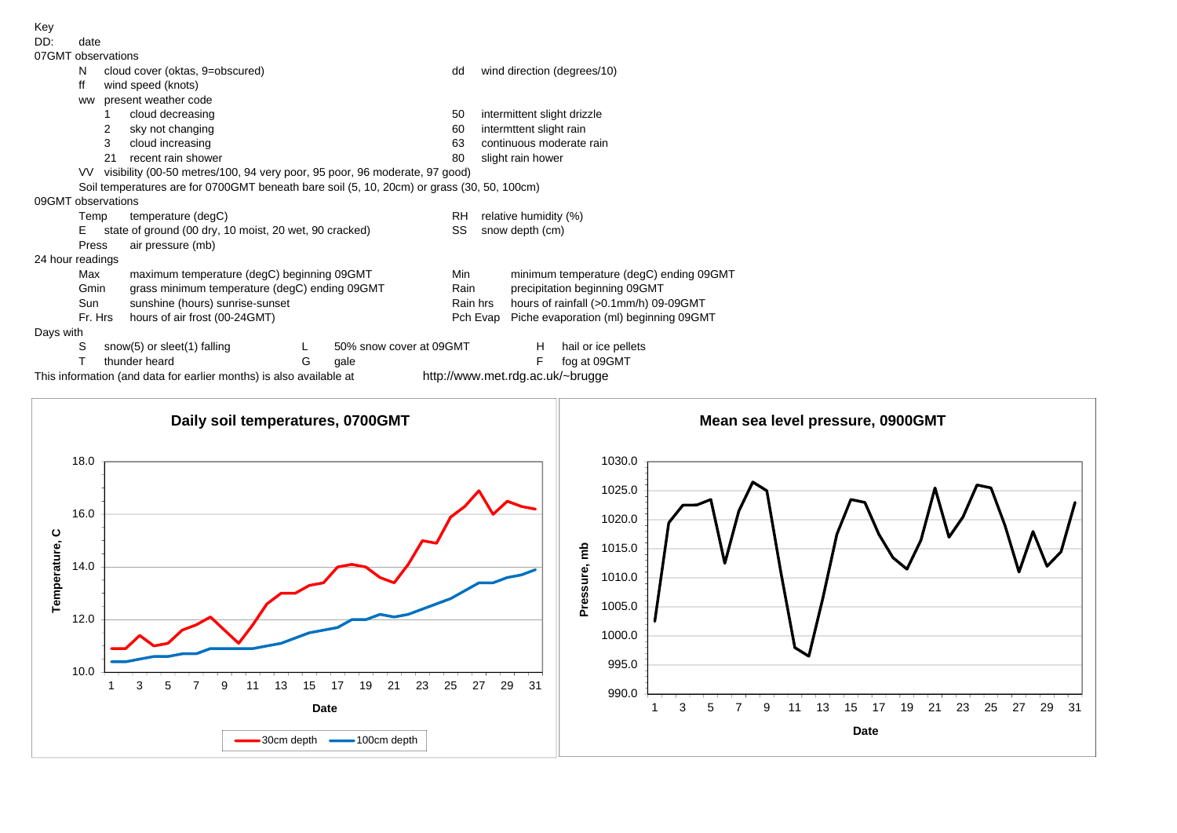Key

DD: date

07GMT observations

- N — cloud cover (oktas, 9=obscured)
- dd — wind direction (degrees/10)
- ff — wind speed (knots)
- ww — present weather code
  - 1 — cloud decreasing
  - 2 — sky not changing
  - 3 — cloud increasing
  - 21 — recent rain shower
  - 50 — intermittent slight drizzle
  - 60 — intermttent slight rain
  - 63 — continuous moderate rain
  - 80 — slight rain hower
- VV — visibility (00-50 metres/100, 94 very poor, 95 poor, 96 moderate, 97 good)
- Soil temperatures are for 0700GMT beneath bare soil (5, 10, 20cm) or grass (30, 50, 100cm)

09GMT observations

- Temp — temperature (degC)
- RH — relative humidity (%)
- E — state of ground (00 dry, 10 moist, 20 wet, 90 cracked)
- SS — snow depth (cm)
- Press — air pressure (mb)

24 hour readings

- Max — maximum temperature (degC) beginning 09GMT
- Min — minimum temperature (degC) ending 09GMT
- Gmin — grass minimum temperature (degC) ending 09GMT
- Rain — precipitation beginning 09GMT
- Sun — sunshine (hours) sunrise-sunset
- Rain hrs — hours of rainfall (>0.1mm/h) 09-09GMT
- Fr. Hrs — hours of air frost (00-24GMT)
- Pch Evap — Piche evaporation (ml) beginning 09GMT

Days with

- S — snow(5) or sleet(1) falling
- L — 50% snow cover at 09GMT
- H — hail or ice pellets
- T — thunder heard
- G — gale
- F — fog at 09GMT

This information (and data for earlier months) is also available at http://www.met.rdg.ac.uk/~brugge

**Daily soil temperatures, 0700GMT**

**Mean sea level pressure, 0900GMT**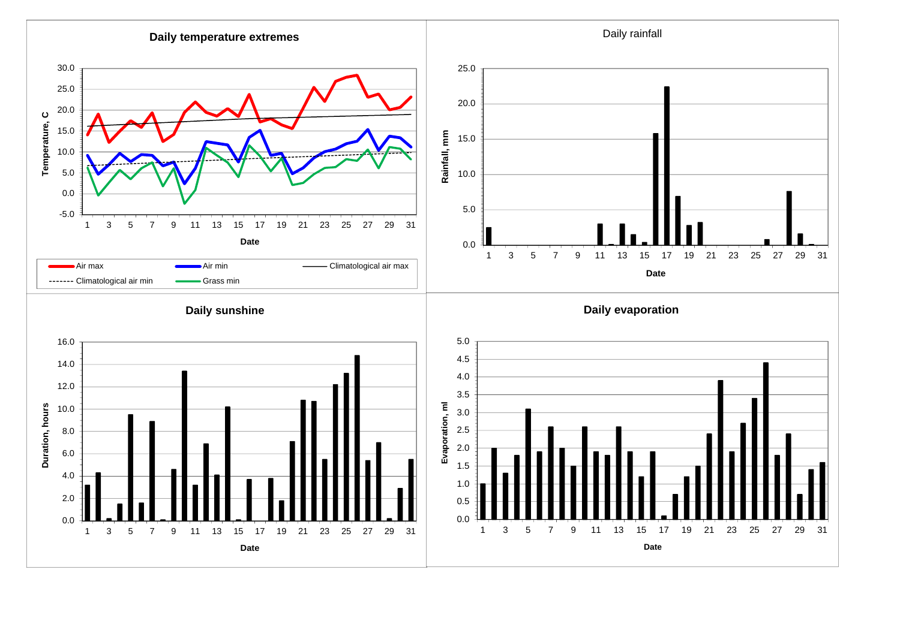**Daily temperature extremes**

Temperature, C

30.0
25.0
20.0
15.0
10.0
5.0
0.0
-5.0

1 3 5 7 9 11 13 15 17 19 21 23 25 27 29 31

Date

Air max
Air min
Climatological air max
Climatological air min
Grass min

Daily rainfall

Rainfall, mm

25.0
20.0
15.0
10.0
5.0
0.0

1 3 5 7 9 11 13 15 17 19 21 23 25 27 29 31

Date

**Daily sunshine**

Duration, hours

16.0
14.0
12.0
10.0
8.0
6.0
4.0
2.0
0.0

1 3 5 7 9 11 13 15 17 19 21 23 25 27 29 31

Date

**Daily evaporation**

Evaporation, ml

5.0
4.5
4.0
3.5
3.0
2.5
2.0
1.5
1.0
0.5
0.0

1 3 5 7 9 11 13 15 17 19 21 23 25 27 29 31

Date